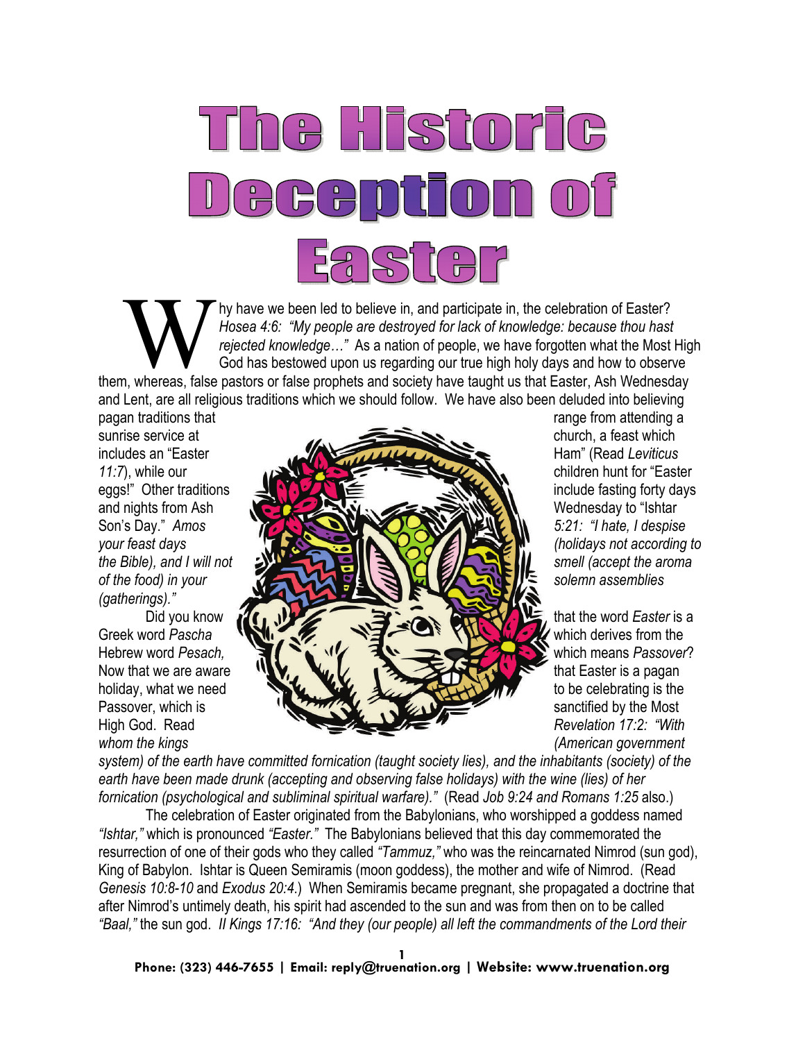# The Historic Deception of Easter

Why have we been led to believe in, and participate in, the celebration of Easter? *Hosea 4:6: "My people are destroyed for lack of knowledge: because thou hast rejected knowledge…"* As a nation of people, we have forgotten what the Most High God has bestowed upon us regarding our true high holy days and how to observe them, whereas, false pastors or false prophets and society have taught us that Easter, Ash Wednesday and Lent, are all religious traditions which we should follow. We have also been deluded into believing pagan traditions that range from attending a sunrise service at church, a feast which includes an "Easter Ham" (Read *Leviticus 11:7*), while our children hunt for "Easter eggs!" Other traditions include fasting forty days and nights from Ash Wednesday to "Ishtar Son's Day." *Amos 5:21: "I hate, I despise your feast days (holidays not according to the Bible), and I will not smell (accept the aroma of the food) in your solemn assemblies (gatherings)."*

Did you know that the word *Easter* is a Greek word *Pascha* which derives from the Hebrew word *Pesach,* which means *Passover*? Now that we are aware that Easter is a pagan holiday, what we need to be celebrating is the Passover, which is sanctified by the Most High God. Read *Revelation 17:2: "With whom the kings (American government system) of the earth have committed fornication (taught society lies), and the inhabitants (society) of the earth have been made drunk (accepting and observing false holidays) with the wine (lies) of her fornication (psychological and subliminal spiritual warfare)."* (Read *Job 9:24 and Romans 1:25* also.)

The celebration of Easter originated from the Babylonians, who worshipped a goddess named *"Ishtar,"* which is pronounced *"Easter."* The Babylonians believed that this day commemorated the resurrection of one of their gods who they called *"Tammuz,"* who was the reincarnated Nimrod (sun god), King of Babylon. Ishtar is Queen Semiramis (moon goddess), the mother and wife of Nimrod. (Read *Genesis 10:8-10* and *Exodus 20:4*.) When Semiramis became pregnant, she propagated a doctrine that after Nimrod's untimely death, his spirit had ascended to the sun and was from then on to be called *"Baal,"* the sun god. *II Kings 17:16: "And they (our people) all left the commandments of the Lord their*

Phone: (323) 446-7655 | Email: reply@truenation.org | Website: www.truenation.org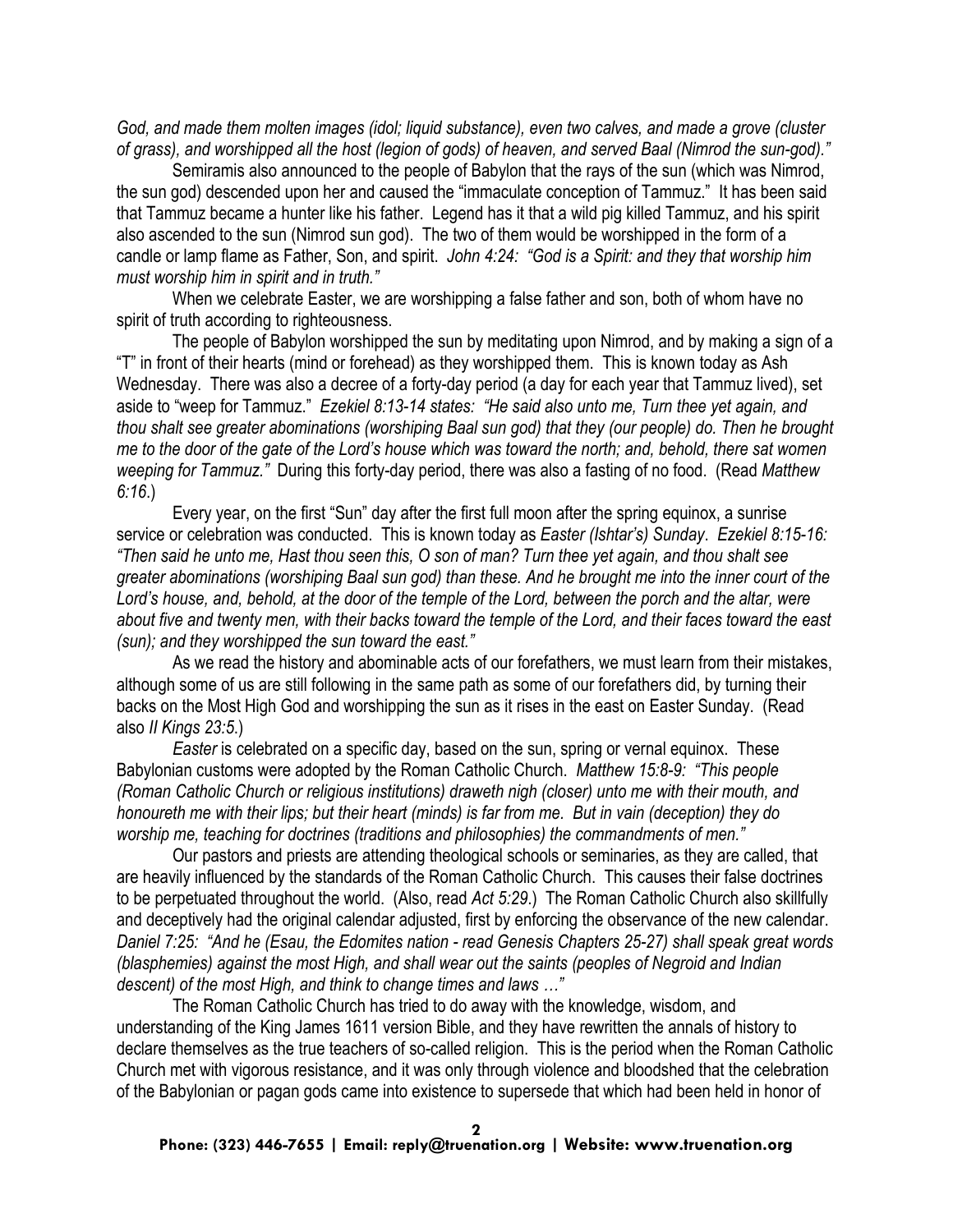*God, and made them molten images (idol; liquid substance), even two calves, and made a grove (cluster of grass), and worshipped all the host (legion of gods) of heaven, and served Baal (Nimrod the sun-god)."*

Semiramis also announced to the people of Babylon that the rays of the sun (which was Nimrod, the sun god) descended upon her and caused the "immaculate conception of Tammuz." It has been said that Tammuz became a hunter like his father. Legend has it that a wild pig killed Tammuz, and his spirit also ascended to the sun (Nimrod sun god). The two of them would be worshipped in the form of a candle or lamp flame as Father, Son, and spirit. *John 4:24: "God is a Spirit: and they that worship him must worship him in spirit and in truth."*

When we celebrate Easter, we are worshipping a false father and son, both of whom have no spirit of truth according to righteousness.

The people of Babylon worshipped the sun by meditating upon Nimrod, and by making a sign of a "T" in front of their hearts (mind or forehead) as they worshipped them. This is known today as Ash Wednesday. There was also a decree of a forty-day period (a day for each year that Tammuz lived), set aside to "weep for Tammuz." *Ezekiel 8:13-14 states: "He said also unto me, Turn thee yet again, and thou shalt see greater abominations (worshiping Baal sun god) that they (our people) do. Then he brought me to the door of the gate of the Lord's house which was toward the north; and, behold, there sat women weeping for Tammuz."* During this forty-day period, there was also a fasting of no food. (Read *Matthew 6:16*.)

Every year, on the first "Sun" day after the first full moon after the spring equinox, a sunrise service or celebration was conducted. This is known today as *Easter (Ishtar's) Sunday*. *Ezekiel 8:15-16: "Then said he unto me, Hast thou seen this, O son of man? Turn thee yet again, and thou shalt see greater abominations (worshiping Baal sun god) than these. And he brought me into the inner court of the Lord's house, and, behold, at the door of the temple of the Lord, between the porch and the altar, were about five and twenty men, with their backs toward the temple of the Lord, and their faces toward the east (sun); and they worshipped the sun toward the east."*

As we read the history and abominable acts of our forefathers, we must learn from their mistakes, although some of us are still following in the same path as some of our forefathers did, by turning their backs on the Most High God and worshipping the sun as it rises in the east on Easter Sunday. (Read also *II Kings 23:5*.)

*Easter* is celebrated on a specific day, based on the sun, spring or vernal equinox. These Babylonian customs were adopted by the Roman Catholic Church. *Matthew 15:8-9: "This people (Roman Catholic Church or religious institutions) draweth nigh (closer) unto me with their mouth, and honoureth me with their lips; but their heart (minds) is far from me. But in vain (deception) they do worship me, teaching for doctrines (traditions and philosophies) the commandments of men."*

Our pastors and priests are attending theological schools or seminaries, as they are called, that are heavily influenced by the standards of the Roman Catholic Church. This causes their false doctrines to be perpetuated throughout the world. (Also, read *Act 5:29*.) The Roman Catholic Church also skillfully and deceptively had the original calendar adjusted, first by enforcing the observance of the new calendar. *Daniel 7:25: "And he (Esau, the Edomites nation - read Genesis Chapters 25-27) shall speak great words (blasphemies) against the most High, and shall wear out the saints (peoples of Negroid and Indian descent) of the most High, and think to change times and laws …"*

The Roman Catholic Church has tried to do away with the knowledge, wisdom, and understanding of the King James 1611 version Bible, and they have rewritten the annals of history to declare themselves as the true teachers of so-called religion. This is the period when the Roman Catholic Church met with vigorous resistance, and it was only through violence and bloodshed that the celebration of the Babylonian or pagan gods came into existence to supersede that which had been held in honor of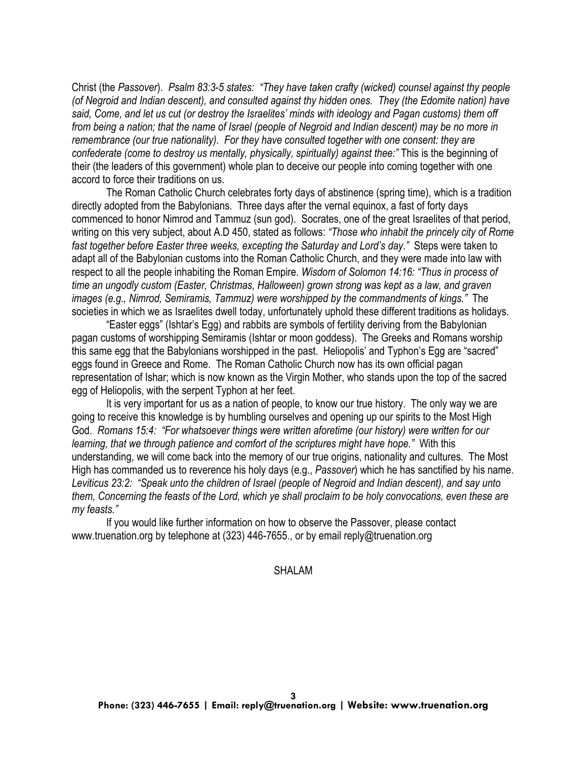Christ (the *Passover*). *Psalm 83:3-5 states: "They have taken crafty (wicked) counsel against thy people (of Negroid and Indian descent), and consulted against thy hidden ones. They (the Edomite nation) have said, Come, and let us cut (or destroy the Israelites' minds with ideology and Pagan customs) them off from being a nation; that the name of Israel (people of Negroid and Indian descent) may be no more in remembrance (our true nationality). For they have consulted together with one consent: they are confederate (come to destroy us mentally, physically, spiritually) against thee:"* This is the beginning of their (the leaders of this government) whole plan to deceive our people into coming together with one accord to force their traditions on us.

The Roman Catholic Church celebrates forty days of abstinence (spring time), which is a tradition directly adopted from the Babylonians. Three days after the vernal equinox, a fast of forty days commenced to honor Nimrod and Tammuz (sun god). Socrates, one of the great Israelites of that period, writing on this very subject, about A.D 450, stated as follows: *"Those who inhabit the princely city of Rome fast together before Easter three weeks, excepting the Saturday and Lord's day."* Steps were taken to adapt all of the Babylonian customs into the Roman Catholic Church, and they were made into law with respect to all the people inhabiting the Roman Empire. *Wisdom of Solomon 14:16: "Thus in process of time an ungodly custom (Easter, Christmas, Halloween) grown strong was kept as a law, and graven images (e.g., Nimrod, Semiramis, Tammuz) were worshipped by the commandments of kings."* The societies in which we as Israelites dwell today, unfortunately uphold these different traditions as holidays.

"Easter eggs" (Ishtar's Egg) and rabbits are symbols of fertility deriving from the Babylonian pagan customs of worshipping Semiramis (Ishtar or moon goddess). The Greeks and Romans worship this same egg that the Babylonians worshipped in the past. Heliopolis' and Typhon's Egg are "sacred" eggs found in Greece and Rome. The Roman Catholic Church now has its own official pagan representation of Ishar; which is now known as the Virgin Mother, who stands upon the top of the sacred egg of Heliopolis, with the serpent Typhon at her feet.

It is very important for us as a nation of people, to know our true history. The only way we are going to receive this knowledge is by humbling ourselves and opening up our spirits to the Most High God. *Romans 15:4: "For whatsoever things were written aforetime (our history) were written for our learning, that we through patience and comfort of the scriptures might have hope."* With this understanding, we will come back into the memory of our true origins, nationality and cultures. The Most High has commanded us to reverence his holy days (e.g., *Passover*) which he has sanctified by his name. *Leviticus 23:2: "Speak unto the children of Israel (people of Negroid and Indian descent), and say unto them, Concerning the feasts of the Lord, which ye shall proclaim to be holy convocations, even these are my feasts."*

If you would like further information on how to observe the Passover, please contact www.truenation.org by telephone at (323) 446-7655., or by email reply@truenation.org

SHALAM